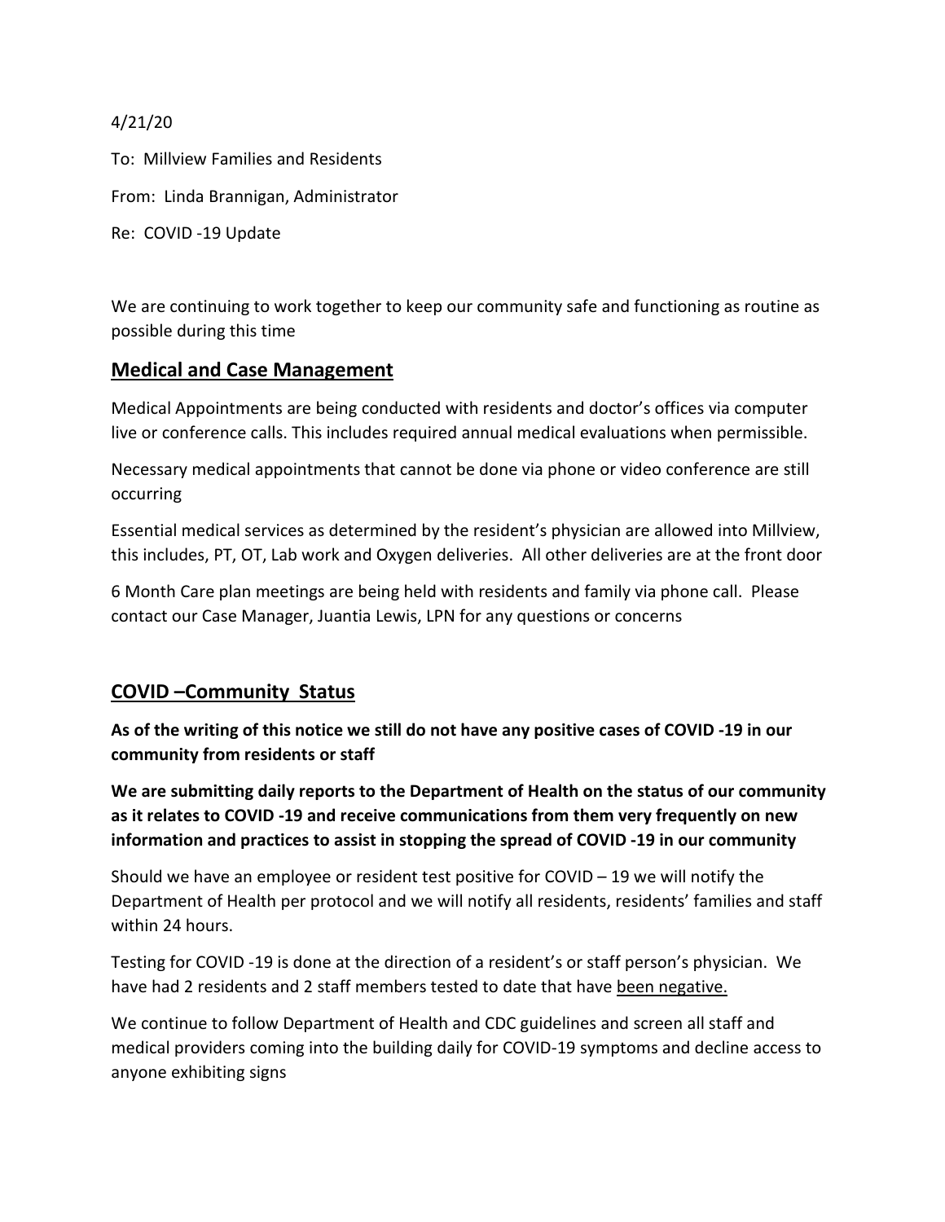4/21/20

To: Millview Families and Residents

From: Linda Brannigan, Administrator

Re: COVID -19 Update

We are continuing to work together to keep our community safe and functioning as routine as possible during this time

## Medical and Case Management

Medical Appointments are being conducted with residents and doctor's offices via computer live or conference calls. This includes required annual medical evaluations when permissible.

Necessary medical appointments that cannot be done via phone or video conference are still occurring

Essential medical services as determined by the resident's physician are allowed into Millview, this includes, PT, OT, Lab work and Oxygen deliveries. All other deliveries are at the front door

6 Month Care plan meetings are being held with residents and family via phone call. Please contact our Case Manager, Juantia Lewis, LPN for any questions or concerns

## COVID –Community Status

**As of the writing of this notice we still do not have any positive cases of COVID -19 in our community from residents or staff**

**We are submitting daily reports to the Department of Health on the status of our community as it relates to COVID -19 and receive communications from them very frequently on new information and practices to assist in stopping the spread of COVID -19 in our community**

Should we have an employee or resident test positive for COVID – 19 we will notify the Department of Health per protocol and we will notify all residents, residents' families and staff within 24 hours.

Testing for COVID -19 is done at the direction of a resident's or staff person's physician. We have had 2 residents and 2 staff members tested to date that have been negative.

We continue to follow Department of Health and CDC guidelines and screen all staff and medical providers coming into the building daily for COVID-19 symptoms and decline access to anyone exhibiting signs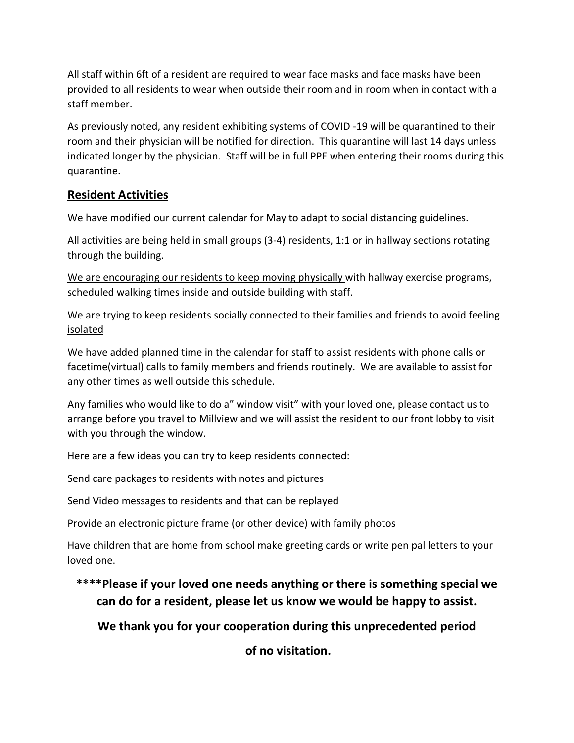All staff within 6ft of a resident are required to wear face masks and face masks have been provided to all residents to wear when outside their room and in room when in contact with a staff member.

As previously noted, any resident exhibiting systems of COVID -19 will be quarantined to their room and their physician will be notified for direction. This quarantine will last 14 days unless indicated longer by the physician. Staff will be in full PPE when entering their rooms during this quarantine.

## Resident Activities

We have modified our current calendar for May to adapt to social distancing guidelines.

All activities are being held in small groups (3-4) residents, 1:1 or in hallway sections rotating through the building.

<u>We are encouraging our residents to keep moving physically</u> with hallway exercise programs, scheduled walking times inside and outside building with staff.

<u>We are trying to keep residents socially connected to their families and friends to avoid feeling isolated</u>

We have added planned time in the calendar for staff to assist residents with phone calls or facetime(virtual) calls to family members and friends routinely. We are available to assist for any other times as well outside this schedule.

Any families who would like to do a" window visit" with your loved one, please contact us to arrange before you travel to Millview and we will assist the resident to our front lobby to visit with you through the window.

Here are a few ideas you can try to keep residents connected:

Send care packages to residents with notes and pictures

Send Video messages to residents and that can be replayed

Provide an electronic picture frame (or other device) with family photos

Have children that are home from school make greeting cards or write pen pal letters to your loved one.

**\*\*\*\*Please if your loved one needs anything or there is something special we can do for a resident, please let us know we would be happy to assist.**

**We thank you for your cooperation during this unprecedented period of no visitation.**